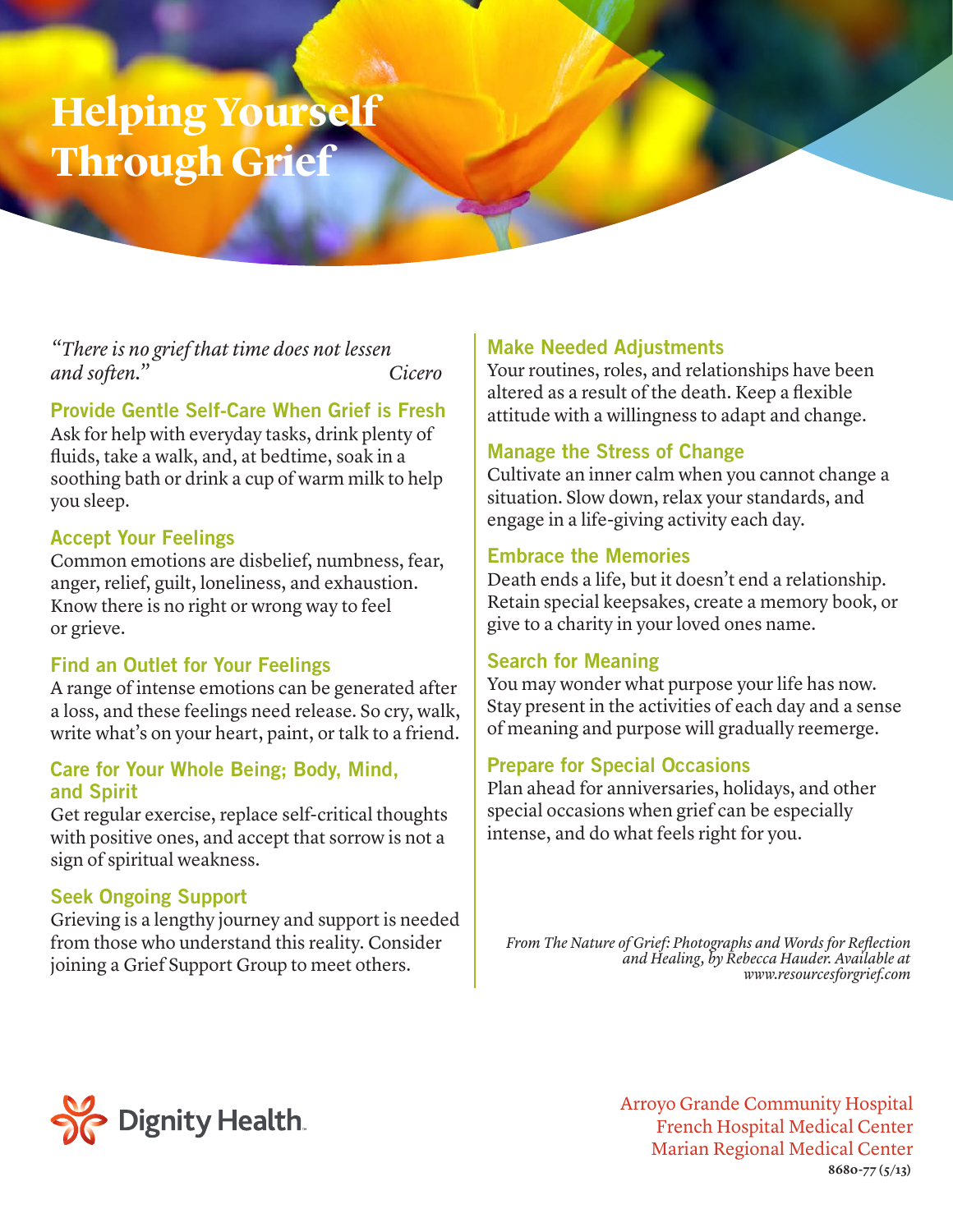# Helping Yourself Through Grief

*"There is no grief that time does not lessen and soften."* — *Cicero*

## Provide Gentle Self-Care When Grief is Fresh

Ask for help with everyday tasks, drink plenty of fluids, take a walk, and, at bedtime, soak in a soothing bath or drink a cup of warm milk to help you sleep.

## Accept Your Feelings

Common emotions are disbelief, numbness, fear, anger, relief, guilt, loneliness, and exhaustion. Know there is no right or wrong way to feel or grieve.

## Find an Outlet for Your Feelings

A range of intense emotions can be generated after a loss, and these feelings need release. So cry, walk, write what's on your heart, paint, or talk to a friend.

## Care for Your Whole Being; Body, Mind, and Spirit

Get regular exercise, replace self-critical thoughts with positive ones, and accept that sorrow is not a sign of spiritual weakness.

## Seek Ongoing Support

Grieving is a lengthy journey and support is needed from those who understand this reality. Consider joining a Grief Support Group to meet others.

## Make Needed Adjustments

Your routines, roles, and relationships have been altered as a result of the death. Keep a flexible attitude with a willingness to adapt and change.

## Manage the Stress of Change

Cultivate an inner calm when you cannot change a situation. Slow down, relax your standards, and engage in a life-giving activity each day.

## Embrace the Memories

Death ends a life, but it doesn't end a relationship. Retain special keepsakes, create a memory book, or give to a charity in your loved ones name.

## Search for Meaning

You may wonder what purpose your life has now. Stay present in the activities of each day and a sense of meaning and purpose will gradually reemerge.

## Prepare for Special Occasions

Plan ahead for anniversaries, holidays, and other special occasions when grief can be especially intense, and do what feels right for you.

*From The Nature of Grief: Photographs and Words for Reflection and Healing, by Rebecca Hauder. Available at www.resourcesforgrief.com*

Dignity Health.

Arroyo Grande Community Hospital
French Hospital Medical Center
Marian Regional Medical Center

8680-77 (5/13)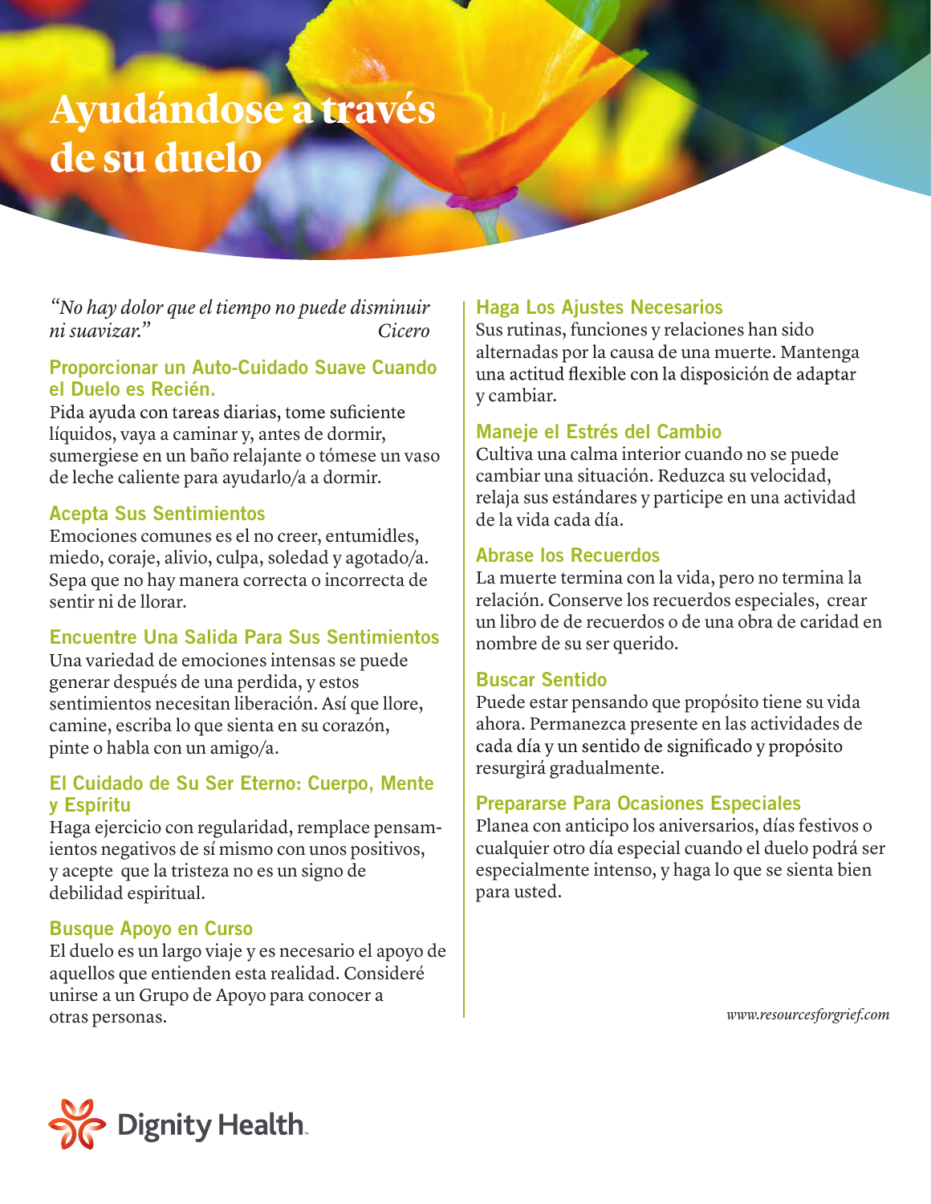# Ayudándose a través de su duelo

*"No hay dolor que el tiempo no puede disminuir ni suavizar."* *Cicero*

### Proporcionar un Auto-Cuidado Suave Cuando el Duelo es Recién.

Pida ayuda con tareas diarias, tome suficiente líquidos, vaya a caminar y, antes de dormir, sumergiese en un baño relajante o tómese un vaso de leche caliente para ayudarlo/a a dormir.

### Acepta Sus Sentimientos

Emociones comunes es el no creer, entumidles, miedo, coraje, alivio, culpa, soledad y agotado/a. Sepa que no hay manera correcta o incorrecta de sentir ni de llorar.

### Encuentre Una Salida Para Sus Sentimientos

Una variedad de emociones intensas se puede generar después de una perdida, y estos sentimientos necesitan liberación. Así que llore, camine, escriba lo que sienta en su corazón, pinte o habla con un amigo/a.

### El Cuidado de Su Ser Eterno: Cuerpo, Mente y Espíritu

Haga ejercicio con regularidad, remplace pensamientos negativos de sí mismo con unos positivos, y acepte que la tristeza no es un signo de debilidad espiritual.

### Busque Apoyo en Curso

El duelo es un largo viaje y es necesario el apoyo de aquellos que entienden esta realidad. Consideré unirse a un Grupo de Apoyo para conocer a otras personas.

### Haga Los Ajustes Necesarios

Sus rutinas, funciones y relaciones han sido alternadas por la causa de una muerte. Mantenga una actitud flexible con la disposición de adaptar y cambiar.

### Maneje el Estrés del Cambio

Cultiva una calma interior cuando no se puede cambiar una situación. Reduzca su velocidad, relaja sus estándares y participe en una actividad de la vida cada día.

### Abrase los Recuerdos

La muerte termina con la vida, pero no termina la relación. Conserve los recuerdos especiales, crear un libro de de recuerdos o de una obra de caridad en nombre de su ser querido.

### Buscar Sentido

Puede estar pensando que propósito tiene su vida ahora. Permanezca presente en las actividades de cada día y un sentido de significado y propósito resurgirá gradualmente.

### Prepararse Para Ocasiones Especiales

Planea con anticipo los aniversarios, días festivos o cualquier otro día especial cuando el duelo podrá ser especialmente intenso, y haga lo que se sienta bien para usted.

*www.resourcesforgrief.com*

Dignity Health.